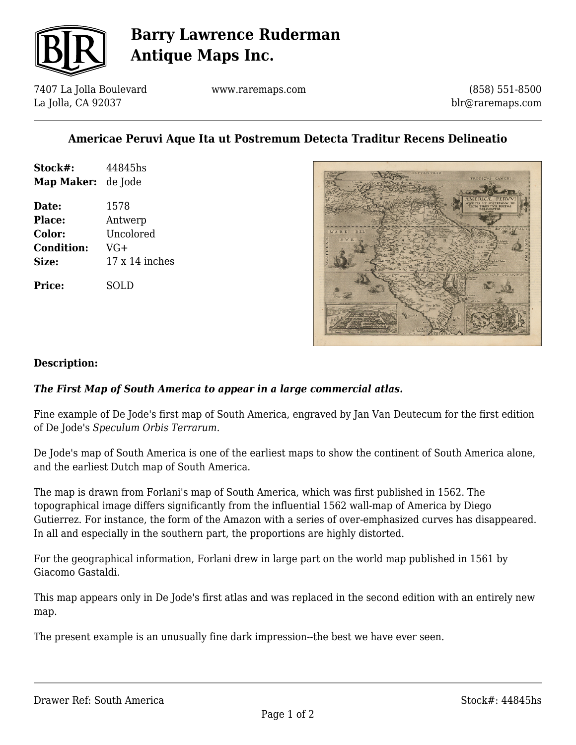# Barry Lawrence Ruderman Antique Maps Inc.

7407 La Jolla Boulevard
La Jolla, CA 92037

www.raremaps.com

(858) 551-8500
blr@raremaps.com

## Americae Peruvi Aque Ita ut Postremum Detecta Traditur Recens Delineatio

**Stock#:** 44845hs
**Map Maker:** de Jode

**Date:** 1578
**Place:** Antwerp
**Color:** Uncolored
**Condition:** VG+
**Size:** 17 x 14 inches

**Price:** SOLD

**Description:**

***The First Map of South America to appear in a large commercial atlas.***

Fine example of De Jode's first map of South America, engraved by Jan Van Deutecum for the first edition of De Jode's *Speculum Orbis Terrarum.*

De Jode's map of South America is one of the earliest maps to show the continent of South America alone, and the earliest Dutch map of South America.

The map is drawn from Forlani's map of South America, which was first published in 1562. The topographical image differs significantly from the influential 1562 wall-map of America by Diego Gutierrez. For instance, the form of the Amazon with a series of over-emphasized curves has disappeared. In all and especially in the southern part, the proportions are highly distorted.

For the geographical information, Forlani drew in large part on the world map published in 1561 by Giacomo Gastaldi.

This map appears only in De Jode's first atlas and was replaced in the second edition with an entirely new map.

The present example is an unusually fine dark impression--the best we have ever seen.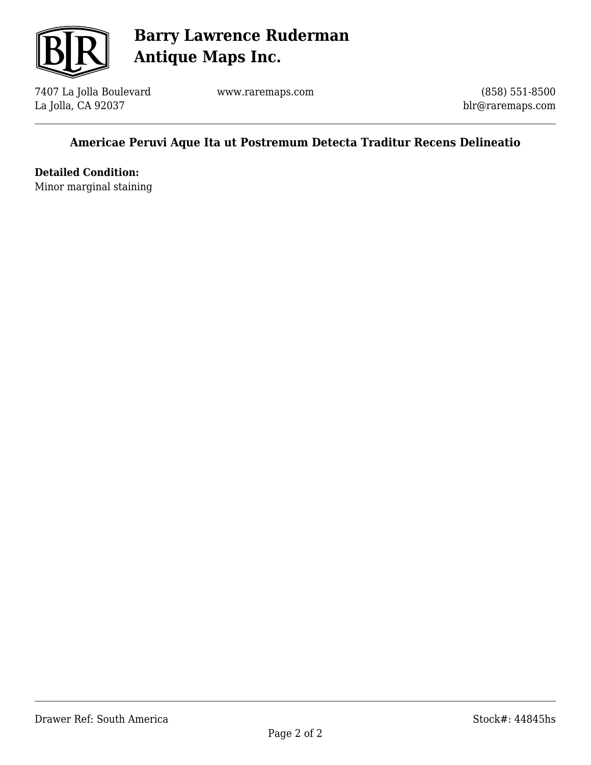### Americae Peruvi Aque Ita ut Postremum Detecta Traditur Recens Delineatio

**Detailed Condition:**
Minor marginal staining